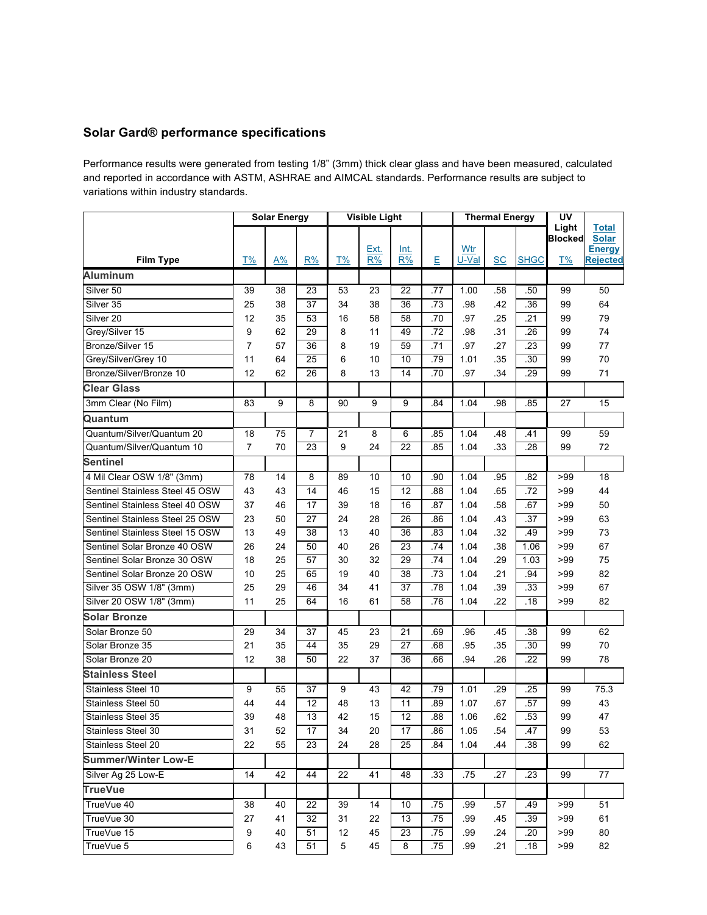## Solar Gard® performance specifications

Performance results were generated from testing 1/8" (3mm) thick clear glass and have been measured, calculated and reported in accordance with ASTM, ASHRAE and AIMCAL standards. Performance results are subject to variations within industry standards.

| Film Type | Solar Energy | | | Visible Light | | | | Thermal Energy | | | UV Light Blocked | Total Solar Energy Rejected |
|---|---|---|---|---|---|---|---|---|---|---|---|---|
| | T% | A% | R% | T% | Ext. R% | Int. R% | E | Wtr U-Val | SC | SHGC | T% | |
| **Aluminum** | | | | | | | | | | | | |
| Silver 50 | 39 | 38 | 23 | 53 | 23 | 22 | .77 | 1.00 | .58 | .50 | 99 | 50 |
| Silver 35 | 25 | 38 | 37 | 34 | 38 | 36 | .73 | .98 | .42 | .36 | 99 | 64 |
| Silver 20 | 12 | 35 | 53 | 16 | 58 | 58 | .70 | .97 | .25 | .21 | 99 | 79 |
| Grey/Silver 15 | 9 | 62 | 29 | 8 | 11 | 49 | .72 | .98 | .31 | .26 | 99 | 74 |
| Bronze/Silver 15 | 7 | 57 | 36 | 8 | 19 | 59 | .71 | .97 | .27 | .23 | 99 | 77 |
| Grey/Silver/Grey 10 | 11 | 64 | 25 | 6 | 10 | 10 | .79 | 1.01 | .35 | .30 | 99 | 70 |
| Bronze/Silver/Bronze 10 | 12 | 62 | 26 | 8 | 13 | 14 | .70 | .97 | .34 | .29 | 99 | 71 |
| **Clear Glass** | | | | | | | | | | | | |
| 3mm Clear (No Film) | 83 | 9 | 8 | 90 | 9 | 9 | .84 | 1.04 | .98 | .85 | 27 | 15 |
| **Quantum** | | | | | | | | | | | | |
| Quantum/Silver/Quantum 20 | 18 | 75 | 7 | 21 | 8 | 6 | .85 | 1.04 | .48 | .41 | 99 | 59 |
| Quantum/Silver/Quantum 10 | 7 | 70 | 23 | 9 | 24 | 22 | .85 | 1.04 | .33 | .28 | 99 | 72 |
| **Sentinel** | | | | | | | | | | | | |
| 4 Mil Clear OSW 1/8" (3mm) | 78 | 14 | 8 | 89 | 10 | 10 | .90 | 1.04 | .95 | .82 | >99 | 18 |
| Sentinel Stainless Steel 45 OSW | 43 | 43 | 14 | 46 | 15 | 12 | .88 | 1.04 | .65 | .72 | >99 | 44 |
| Sentinel Stainless Steel 40 OSW | 37 | 46 | 17 | 39 | 18 | 16 | .87 | 1.04 | .58 | .67 | >99 | 50 |
| Sentinel Stainless Steel 25 OSW | 23 | 50 | 27 | 24 | 28 | 26 | .86 | 1.04 | .43 | .37 | >99 | 63 |
| Sentinel Stainless Steel 15 OSW | 13 | 49 | 38 | 13 | 40 | 36 | .83 | 1.04 | .32 | .49 | >99 | 73 |
| Sentinel Solar Bronze 40 OSW | 26 | 24 | 50 | 40 | 26 | 23 | .74 | 1.04 | .38 | 1.06 | >99 | 67 |
| Sentinel Solar Bronze 30 OSW | 18 | 25 | 57 | 30 | 32 | 29 | .74 | 1.04 | .29 | 1.03 | >99 | 75 |
| Sentinel Solar Bronze 20 OSW | 10 | 25 | 65 | 19 | 40 | 38 | .73 | 1.04 | .21 | .94 | >99 | 82 |
| Silver 35 OSW 1/8" (3mm) | 25 | 29 | 46 | 34 | 41 | 37 | .78 | 1.04 | .39 | .33 | >99 | 67 |
| Silver 20 OSW 1/8" (3mm) | 11 | 25 | 64 | 16 | 61 | 58 | .76 | 1.04 | .22 | .18 | >99 | 82 |
| **Solar Bronze** | | | | | | | | | | | | |
| Solar Bronze 50 | 29 | 34 | 37 | 45 | 23 | 21 | .69 | .96 | .45 | .38 | 99 | 62 |
| Solar Bronze 35 | 21 | 35 | 44 | 35 | 29 | 27 | .68 | .95 | .35 | .30 | 99 | 70 |
| Solar Bronze 20 | 12 | 38 | 50 | 22 | 37 | 36 | .66 | .94 | .26 | .22 | 99 | 78 |
| **Stainless Steel** | | | | | | | | | | | | |
| Stainless Steel 10 | 9 | 55 | 37 | 9 | 43 | 42 | .79 | 1.01 | .29 | .25 | 99 | 75.3 |
| Stainless Steel 50 | 44 | 44 | 12 | 48 | 13 | 11 | .89 | 1.07 | .67 | .57 | 99 | 43 |
| Stainless Steel 35 | 39 | 48 | 13 | 42 | 15 | 12 | .88 | 1.06 | .62 | .53 | 99 | 47 |
| Stainless Steel 30 | 31 | 52 | 17 | 34 | 20 | 17 | .86 | 1.05 | .54 | .47 | 99 | 53 |
| Stainless Steel 20 | 22 | 55 | 23 | 24 | 28 | 25 | .84 | 1.04 | .44 | .38 | 99 | 62 |
| **Summer/Winter Low-E** | | | | | | | | | | | | |
| Silver Ag 25 Low-E | 14 | 42 | 44 | 22 | 41 | 48 | .33 | .75 | .27 | .23 | 99 | 77 |
| **TrueVue** | | | | | | | | | | | | |
| TrueVue 40 | 38 | 40 | 22 | 39 | 14 | 10 | .75 | .99 | .57 | .49 | >99 | 51 |
| TrueVue 30 | 27 | 41 | 32 | 31 | 22 | 13 | .75 | .99 | .45 | .39 | >99 | 61 |
| TrueVue 15 | 9 | 40 | 51 | 12 | 45 | 23 | .75 | .99 | .24 | .20 | >99 | 80 |
| TrueVue 5 | 6 | 43 | 51 | 5 | 45 | 8 | .75 | .99 | .21 | .18 | >99 | 82 |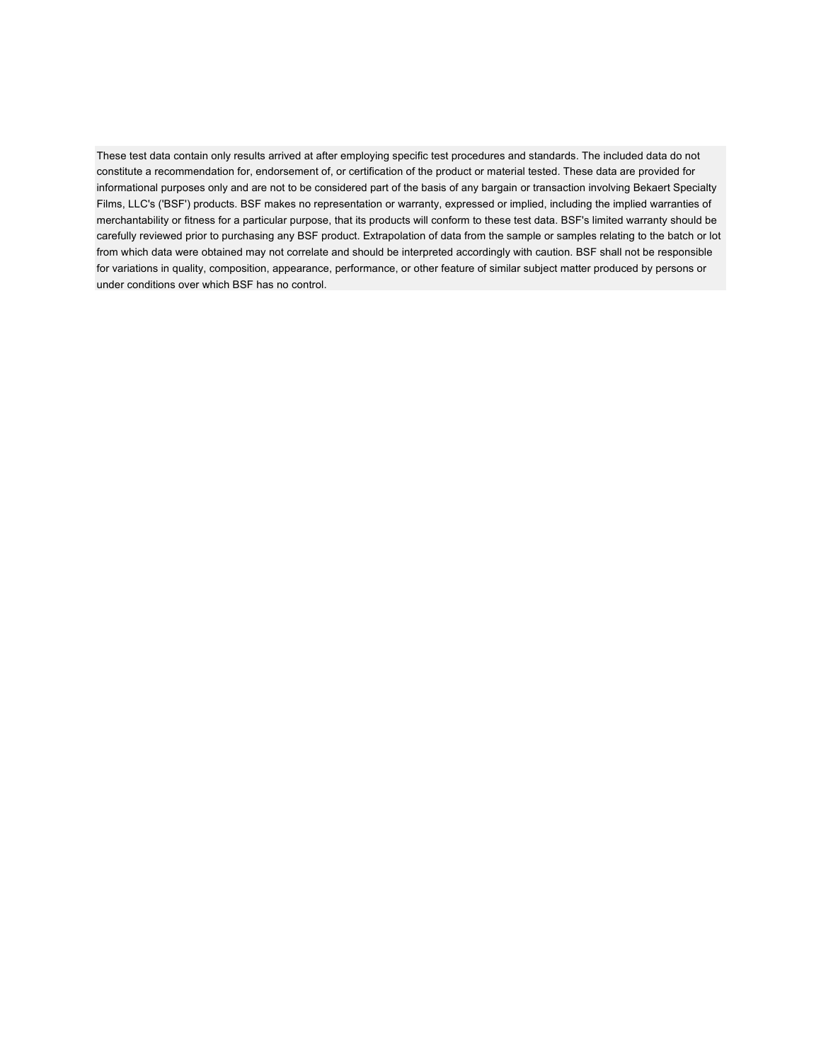These test data contain only results arrived at after employing specific test procedures and standards. The included data do not constitute a recommendation for, endorsement of, or certification of the product or material tested. These data are provided for informational purposes only and are not to be considered part of the basis of any bargain or transaction involving Bekaert Specialty Films, LLC's ('BSF') products. BSF makes no representation or warranty, expressed or implied, including the implied warranties of merchantability or fitness for a particular purpose, that its products will conform to these test data. BSF's limited warranty should be carefully reviewed prior to purchasing any BSF product. Extrapolation of data from the sample or samples relating to the batch or lot from which data were obtained may not correlate and should be interpreted accordingly with caution. BSF shall not be responsible for variations in quality, composition, appearance, performance, or other feature of similar subject matter produced by persons or under conditions over which BSF has no control.